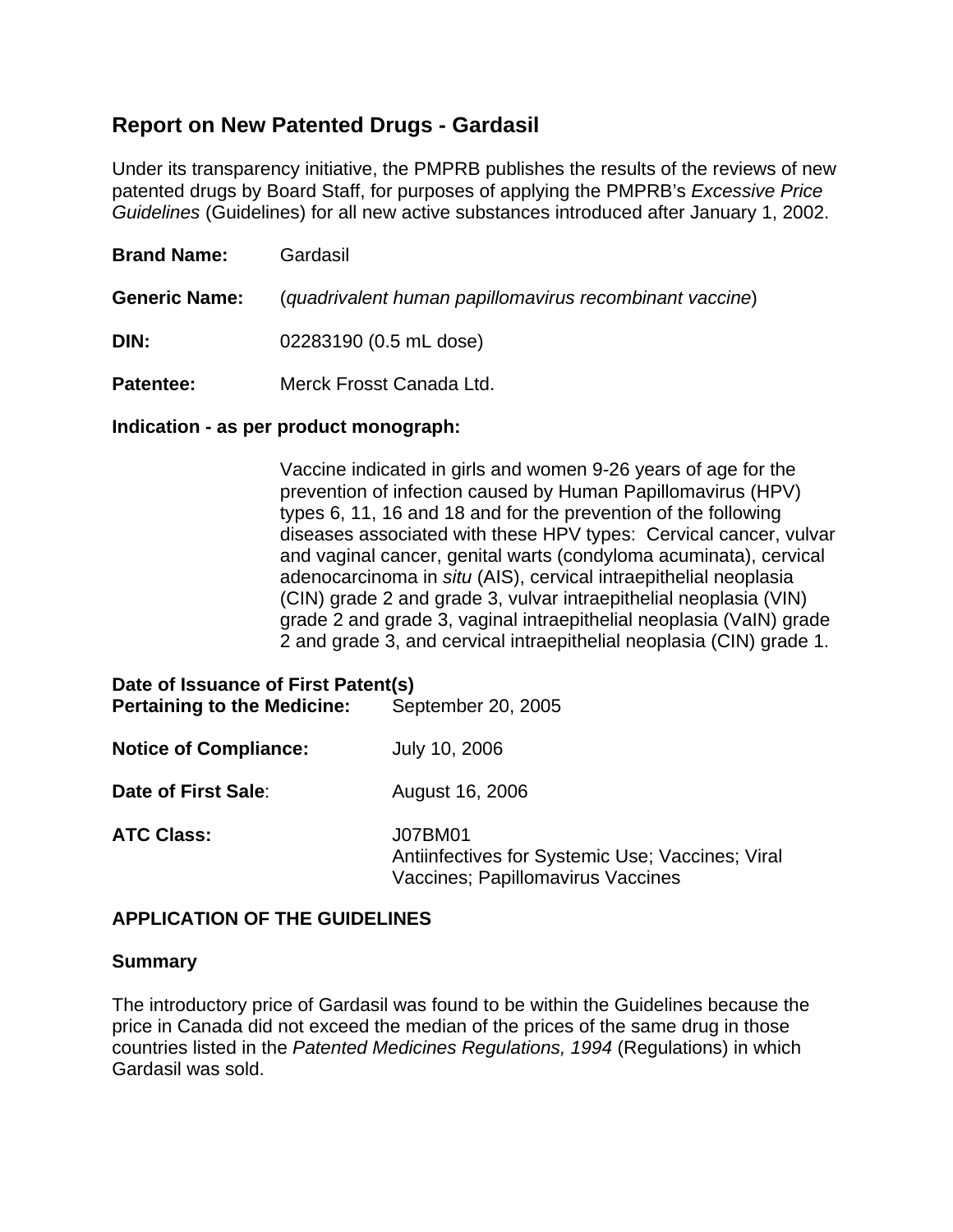# Report on New Patented Drugs - Gardasil

Under its transparency initiative, the PMPRB publishes the results of the reviews of new patented drugs by Board Staff, for purposes of applying the PMPRB's *Excessive Price Guidelines* (Guidelines) for all new active substances introduced after January 1, 2002.

**Brand Name:** Gardasil

**Generic Name:** (*quadrivalent human papillomavirus recombinant vaccine*)

**DIN:** 02283190 (0.5 mL dose)

**Patentee:** Merck Frosst Canada Ltd.

**Indication - as per product monograph:**

Vaccine indicated in girls and women 9-26 years of age for the prevention of infection caused by Human Papillomavirus (HPV) types 6, 11, 16 and 18 and for the prevention of the following diseases associated with these HPV types: Cervical cancer, vulvar and vaginal cancer, genital warts (condyloma acuminata), cervical adenocarcinoma in *situ* (AIS), cervical intraepithelial neoplasia (CIN) grade 2 and grade 3, vulvar intraepithelial neoplasia (VIN) grade 2 and grade 3, vaginal intraepithelial neoplasia (VaIN) grade 2 and grade 3, and cervical intraepithelial neoplasia (CIN) grade 1.

**Date of Issuance of First Patent(s) Pertaining to the Medicine:** September 20, 2005

**Notice of Compliance:** July 10, 2006

**Date of First Sale**: August 16, 2006

**ATC Class:** J07BM01
Antiinfectives for Systemic Use; Vaccines; Viral Vaccines; Papillomavirus Vaccines

## APPLICATION OF THE GUIDELINES

### Summary

The introductory price of Gardasil was found to be within the Guidelines because the price in Canada did not exceed the median of the prices of the same drug in those countries listed in the *Patented Medicines Regulations, 1994* (Regulations) in which Gardasil was sold.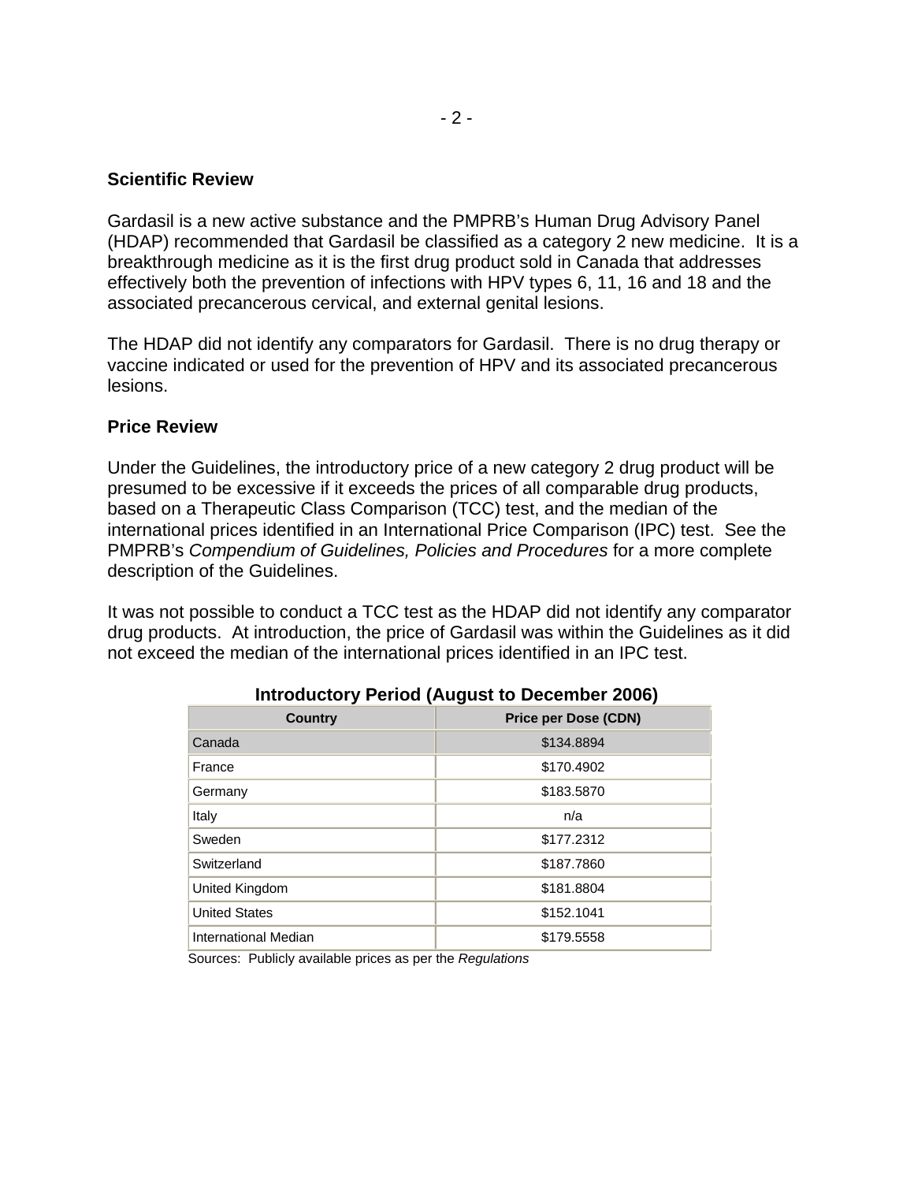## Scientific Review

Gardasil is a new active substance and the PMPRB's Human Drug Advisory Panel (HDAP) recommended that Gardasil be classified as a category 2 new medicine. It is a breakthrough medicine as it is the first drug product sold in Canada that addresses effectively both the prevention of infections with HPV types 6, 11, 16 and 18 and the associated precancerous cervical, and external genital lesions.

The HDAP did not identify any comparators for Gardasil. There is no drug therapy or vaccine indicated or used for the prevention of HPV and its associated precancerous lesions.

## Price Review

Under the Guidelines, the introductory price of a new category 2 drug product will be presumed to be excessive if it exceeds the prices of all comparable drug products, based on a Therapeutic Class Comparison (TCC) test, and the median of the international prices identified in an International Price Comparison (IPC) test. See the PMPRB's *Compendium of Guidelines, Policies and Procedures* for a more complete description of the Guidelines.

It was not possible to conduct a TCC test as the HDAP did not identify any comparator drug products. At introduction, the price of Gardasil was within the Guidelines as it did not exceed the median of the international prices identified in an IPC test.

**Introductory Period (August to December 2006)**

| Country | Price per Dose (CDN) |
|---|---|
| Canada | $134.8894 |
| France | $170.4902 |
| Germany | $183.5870 |
| Italy | n/a |
| Sweden | $177.2312 |
| Switzerland | $187.7860 |
| United Kingdom | $181.8804 |
| United States | $152.1041 |
| International Median | $179.5558 |

Sources: Publicly available prices as per the *Regulations*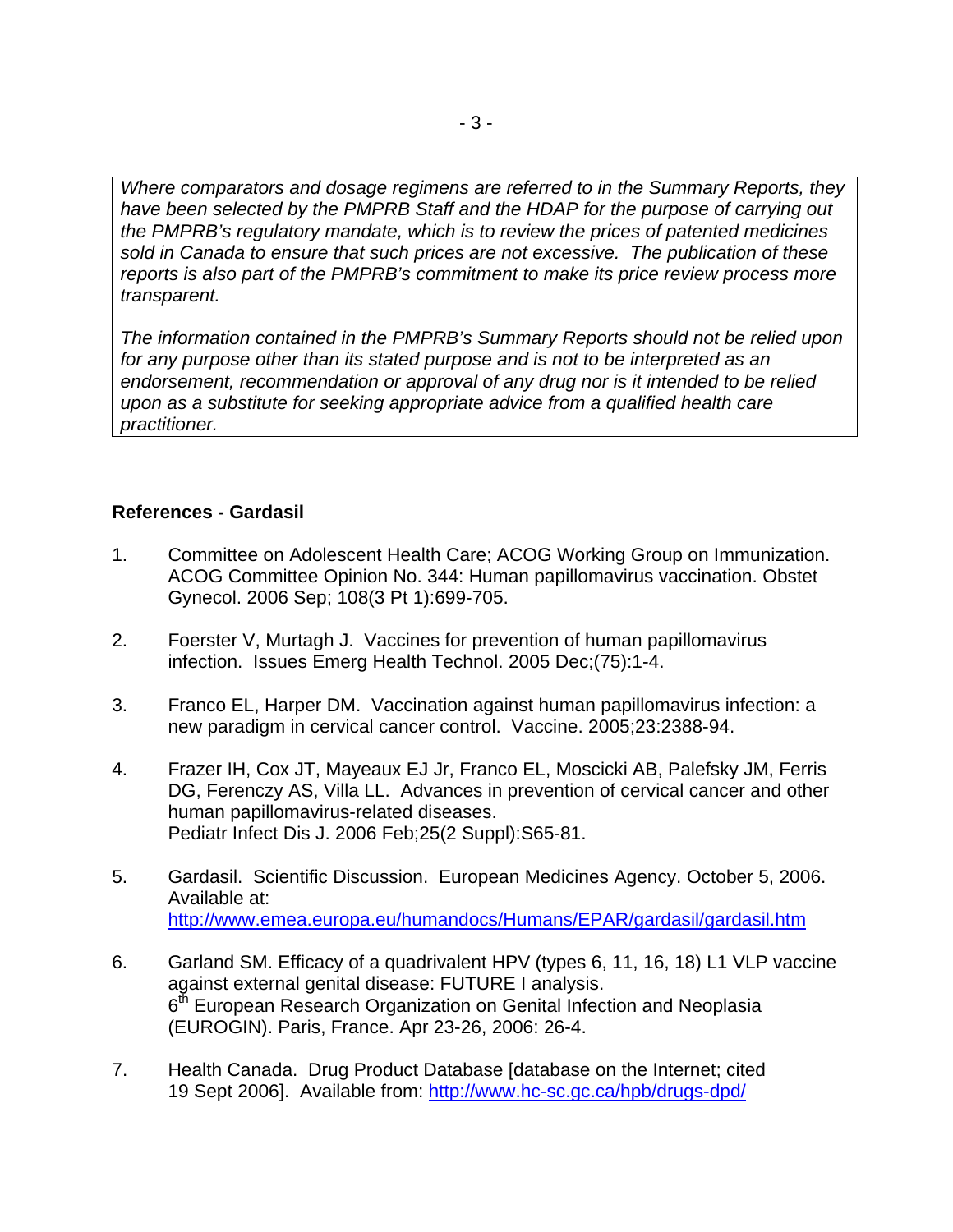*Where comparators and dosage regimens are referred to in the Summary Reports, they have been selected by the PMPRB Staff and the HDAP for the purpose of carrying out the PMPRB's regulatory mandate, which is to review the prices of patented medicines sold in Canada to ensure that such prices are not excessive. The publication of these reports is also part of the PMPRB's commitment to make its price review process more transparent.*

*The information contained in the PMPRB's Summary Reports should not be relied upon for any purpose other than its stated purpose and is not to be interpreted as an endorsement, recommendation or approval of any drug nor is it intended to be relied upon as a substitute for seeking appropriate advice from a qualified health care practitioner.*

**References - Gardasil**

1. Committee on Adolescent Health Care; ACOG Working Group on Immunization. ACOG Committee Opinion No. 344: Human papillomavirus vaccination. Obstet Gynecol. 2006 Sep; 108(3 Pt 1):699-705.

2. Foerster V, Murtagh J. Vaccines for prevention of human papillomavirus infection. Issues Emerg Health Technol. 2005 Dec;(75):1-4.

3. Franco EL, Harper DM. Vaccination against human papillomavirus infection: a new paradigm in cervical cancer control. Vaccine. 2005;23:2388-94.

4. Frazer IH, Cox JT, Mayeaux EJ Jr, Franco EL, Moscicki AB, Palefsky JM, Ferris DG, Ferenczy AS, Villa LL. Advances in prevention of cervical cancer and other human papillomavirus-related diseases. Pediatr Infect Dis J. 2006 Feb;25(2 Suppl):S65-81.

5. Gardasil. Scientific Discussion. European Medicines Agency. October 5, 2006. Available at: http://www.emea.europa.eu/humandocs/Humans/EPAR/gardasil/gardasil.htm

6. Garland SM. Efficacy of a quadrivalent HPV (types 6, 11, 16, 18) L1 VLP vaccine against external genital disease: FUTURE I analysis. 6th European Research Organization on Genital Infection and Neoplasia (EUROGIN). Paris, France. Apr 23-26, 2006: 26-4.

7. Health Canada. Drug Product Database [database on the Internet; cited 19 Sept 2006]. Available from: http://www.hc-sc.gc.ca/hpb/drugs-dpd/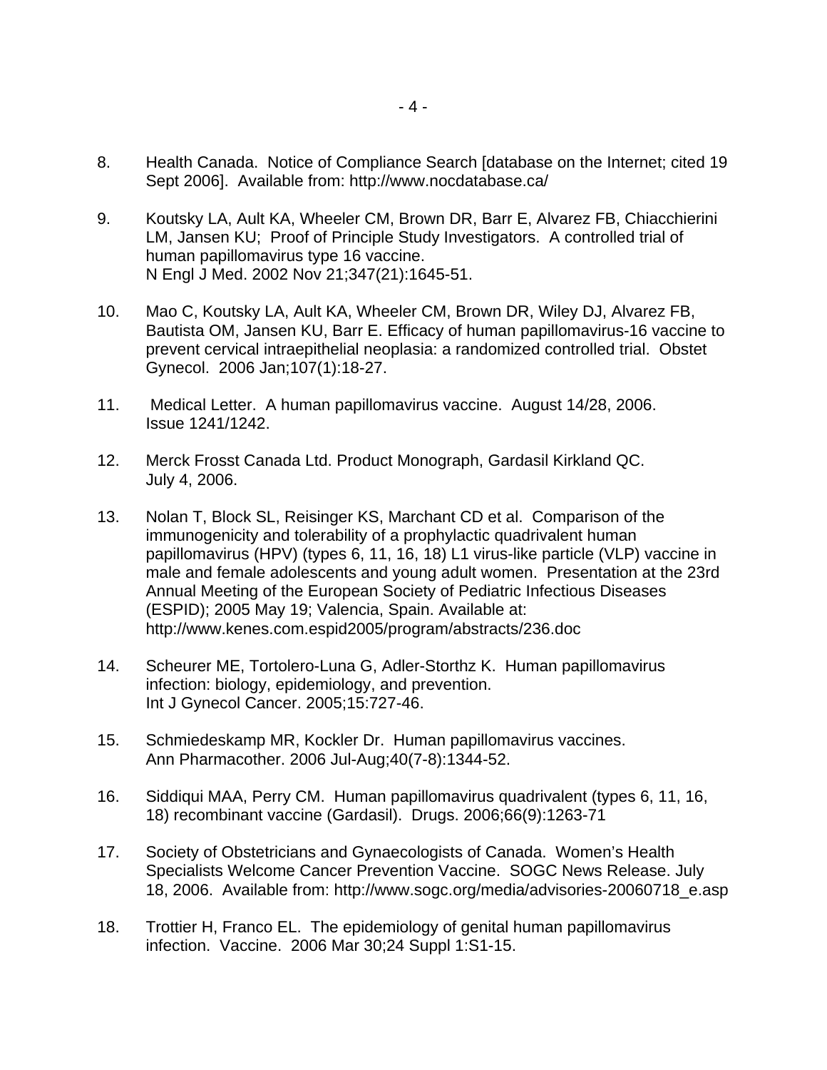8. Health Canada. Notice of Compliance Search [database on the Internet; cited 19 Sept 2006]. Available from: http://www.nocdatabase.ca/

9. Koutsky LA, Ault KA, Wheeler CM, Brown DR, Barr E, Alvarez FB, Chiacchierini LM, Jansen KU; Proof of Principle Study Investigators. A controlled trial of human papillomavirus type 16 vaccine. N Engl J Med. 2002 Nov 21;347(21):1645-51.

10. Mao C, Koutsky LA, Ault KA, Wheeler CM, Brown DR, Wiley DJ, Alvarez FB, Bautista OM, Jansen KU, Barr E. Efficacy of human papillomavirus-16 vaccine to prevent cervical intraepithelial neoplasia: a randomized controlled trial. Obstet Gynecol. 2006 Jan;107(1):18-27.

11. Medical Letter. A human papillomavirus vaccine. August 14/28, 2006. Issue 1241/1242.

12. Merck Frosst Canada Ltd. Product Monograph, Gardasil Kirkland QC. July 4, 2006.

13. Nolan T, Block SL, Reisinger KS, Marchant CD et al. Comparison of the immunogenicity and tolerability of a prophylactic quadrivalent human papillomavirus (HPV) (types 6, 11, 16, 18) L1 virus-like particle (VLP) vaccine in male and female adolescents and young adult women. Presentation at the 23rd Annual Meeting of the European Society of Pediatric Infectious Diseases (ESPID); 2005 May 19; Valencia, Spain. Available at: http://www.kenes.com.espid2005/program/abstracts/236.doc

14. Scheurer ME, Tortolero-Luna G, Adler-Storthz K. Human papillomavirus infection: biology, epidemiology, and prevention. Int J Gynecol Cancer. 2005;15:727-46.

15. Schmiedeskamp MR, Kockler Dr. Human papillomavirus vaccines. Ann Pharmacother. 2006 Jul-Aug;40(7-8):1344-52.

16. Siddiqui MAA, Perry CM. Human papillomavirus quadrivalent (types 6, 11, 16, 18) recombinant vaccine (Gardasil). Drugs. 2006;66(9):1263-71

17. Society of Obstetricians and Gynaecologists of Canada. Women's Health Specialists Welcome Cancer Prevention Vaccine. SOGC News Release. July 18, 2006. Available from: http://www.sogc.org/media/advisories-20060718_e.asp

18. Trottier H, Franco EL. The epidemiology of genital human papillomavirus infection. Vaccine. 2006 Mar 30;24 Suppl 1:S1-15.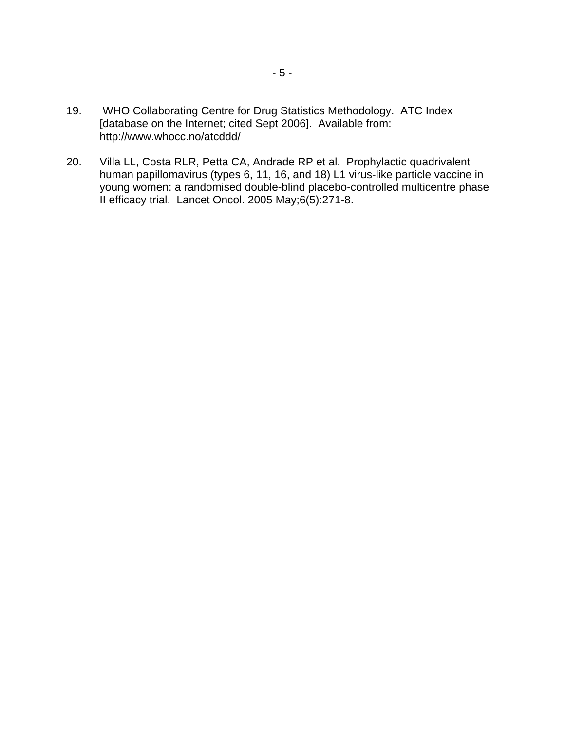19. WHO Collaborating Centre for Drug Statistics Methodology. ATC Index [database on the Internet; cited Sept 2006]. Available from: http://www.whocc.no/atcddd/

20. Villa LL, Costa RLR, Petta CA, Andrade RP et al. Prophylactic quadrivalent human papillomavirus (types 6, 11, 16, and 18) L1 virus-like particle vaccine in young women: a randomised double-blind placebo-controlled multicentre phase II efficacy trial. Lancet Oncol. 2005 May;6(5):271-8.